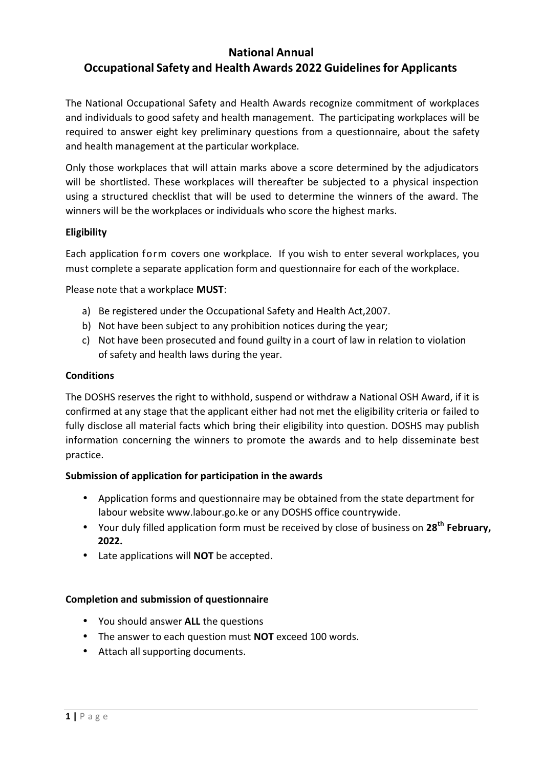# National Annual
# Occupational Safety and Health Awards 2022 Guidelines for Applicants

The National Occupational Safety and Health Awards recognize commitment of workplaces and individuals to good safety and health management. The participating workplaces will be required to answer eight key preliminary questions from a questionnaire, about the safety and health management at the particular workplace.

Only those workplaces that will attain marks above a score determined by the adjudicators will be shortlisted. These workplaces will thereafter be subjected to a physical inspection using a structured checklist that will be used to determine the winners of the award. The winners will be the workplaces or individuals who score the highest marks.

### Eligibility

Each application form covers one workplace. If you wish to enter several workplaces, you must complete a separate application form and questionnaire for each of the workplace.

Please note that a workplace **MUST**:

a) Be registered under the Occupational Safety and Health Act,2007.
b) Not have been subject to any prohibition notices during the year;
c) Not have been prosecuted and found guilty in a court of law in relation to violation of safety and health laws during the year.

### Conditions

The DOSHS reserves the right to withhold, suspend or withdraw a National OSH Award, if it is confirmed at any stage that the applicant either had not met the eligibility criteria or failed to fully disclose all material facts which bring their eligibility into question. DOSHS may publish information concerning the winners to promote the awards and to help disseminate best practice.

### Submission of application for participation in the awards

- Application forms and questionnaire may be obtained from the state department for labour website www.labour.go.ke or any DOSHS office countrywide.
- Your duly filled application form must be received by close of business on **28th February, 2022.**
- Late applications will **NOT** be accepted.

### Completion and submission of questionnaire

- You should answer **ALL** the questions
- The answer to each question must **NOT** exceed 100 words.
- Attach all supporting documents.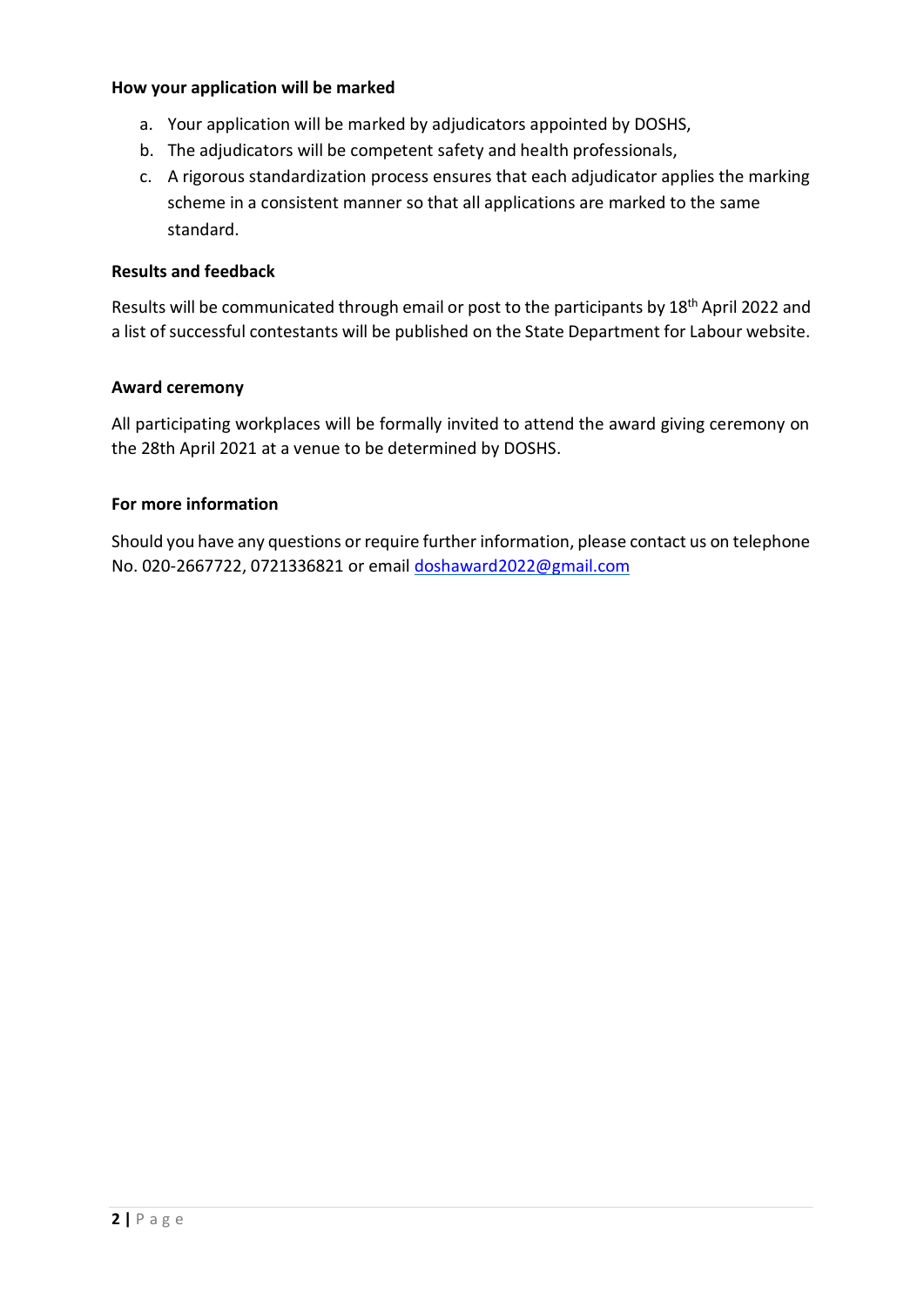**How your application will be marked**

a. Your application will be marked by adjudicators appointed by DOSHS,
b. The adjudicators will be competent safety and health professionals,
c. A rigorous standardization process ensures that each adjudicator applies the marking scheme in a consistent manner so that all applications are marked to the same standard.

**Results and feedback**

Results will be communicated through email or post to the participants by 18th April 2022 and a list of successful contestants will be published on the State Department for Labour website.

**Award ceremony**

All participating workplaces will be formally invited to attend the award giving ceremony on the 28th April 2021 at a venue to be determined by DOSHS.

**For more information**

Should you have any questions or require further information, please contact us on telephone No. 020-2667722, 0721336821 or email doshaward2022@gmail.com